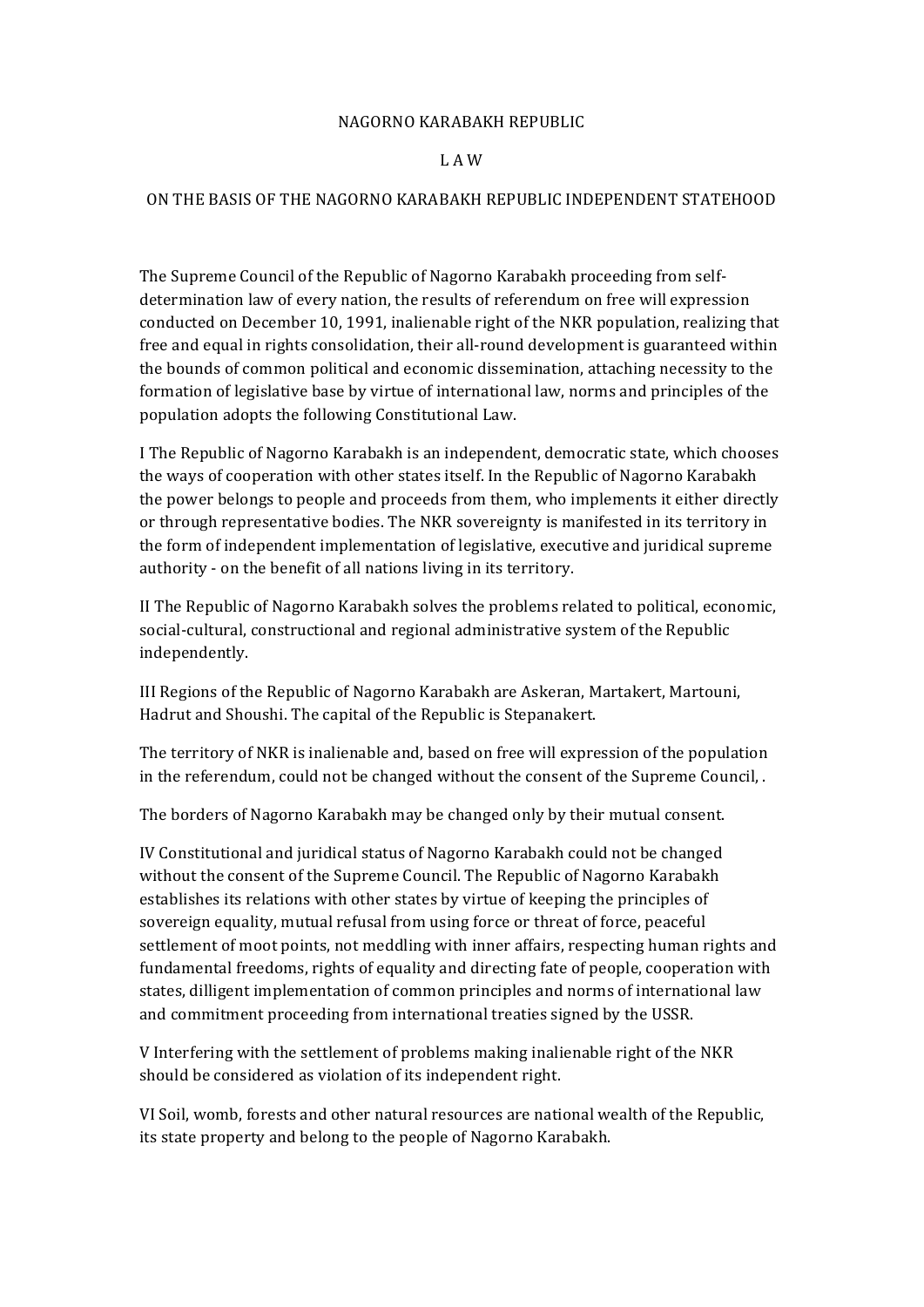NAGORNO KARABAKH REPUBLIC

L A W

ON THE BASIS OF THE NAGORNO KARABAKH REPUBLIC INDEPENDENT STATEHOOD

The Supreme Council of the Republic of Nagorno Karabakh proceeding from self-determination law of every nation, the results of referendum on free will expression conducted on December 10, 1991, inalienable right of the NKR population, realizing that free and equal in rights consolidation, their all-round development is guaranteed within the bounds of common political and economic dissemination, attaching necessity to the formation of legislative base by virtue of international law, norms and principles of the population adopts the following Constitutional Law.

I The Republic of Nagorno Karabakh is an independent, democratic state, which chooses the ways of cooperation with other states itself. In the Republic of Nagorno Karabakh the power belongs to people and proceeds from them, who implements it either directly or through representative bodies. The NKR sovereignty is manifested in its territory in the form of independent implementation of legislative, executive and juridical supreme authority - on the benefit of all nations living in its territory.

II The Republic of Nagorno Karabakh solves the problems related to political, economic, social-cultural, constructional and regional administrative system of the Republic independently.

III Regions of the Republic of Nagorno Karabakh are Askeran, Martakert, Martouni, Hadrut and Shoushi. The capital of the Republic is Stepanakert.

The territory of NKR is inalienable and, based on free will expression of the population in the referendum, could not be changed without the consent of the Supreme Council, .

The borders of Nagorno Karabakh may be changed only by their mutual consent.

IV Constitutional and juridical status of Nagorno Karabakh could not be changed without the consent of the Supreme Council. The Republic of Nagorno Karabakh establishes its relations with other states by virtue of keeping the principles of sovereign equality, mutual refusal from using force or threat of force, peaceful settlement of moot points, not meddling with inner affairs, respecting human rights and fundamental freedoms, rights of equality and directing fate of people, cooperation with states, dilligent implementation of common principles and norms of international law and commitment proceeding from international treaties signed by the USSR.

V Interfering with the settlement of problems making inalienable right of the NKR should be considered as violation of its independent right.

VI Soil, womb, forests and other natural resources are national wealth of the Republic, its state property and belong to the people of Nagorno Karabakh.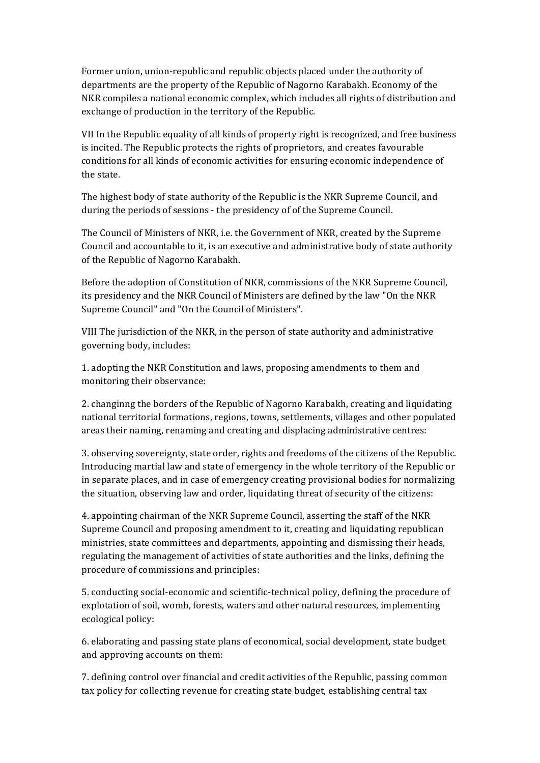Former union, union-republic and republic objects placed under the authority of departments are the property of the Republic of Nagorno Karabakh. Economy of the NKR compiles a national economic complex, which includes all rights of distribution and exchange of production in the territory of the Republic.

VII In the Republic equality of all kinds of property right is recognized, and free business is incited. The Republic protects the rights of proprietors, and creates favourable conditions for all kinds of economic activities for ensuring economic independence of the state.

The highest body of state authority of the Republic is the NKR Supreme Council, and during the periods of sessions - the presidency of of the Supreme Council.

The Council of Ministers of NKR, i.e. the Government of NKR, created by the Supreme Council and accountable to it, is an executive and administrative body of state authority of the Republic of Nagorno Karabakh.

Before the adoption of Constitution of NKR, commissions of the NKR Supreme Council, its presidency and the NKR Council of Ministers are defined by the law "On the NKR Supreme Council" and "On the Council of Ministers".

VIII The jurisdiction of the NKR, in the person of state authority and administrative governing body, includes:

1. adopting the NKR Constitution and laws, proposing amendments to them and monitoring their observance:

2. changinng the borders of the Republic of Nagorno Karabakh, creating and liquidating national territorial formations, regions, towns, settlements, villages and other populated areas their naming, renaming and creating and displacing administrative centres:

3. observing sovereignty, state order, rights and freedoms of the citizens of the Republic. Introducing martial law and state of emergency in the whole territory of the Republic or in separate places, and in case of emergency creating provisional bodies for normalizing the situation, observing law and order, liquidating threat of security of the citizens:

4. appointing chairman of the NKR Supreme Council, asserting the staff of the NKR Supreme Council and proposing amendment to it, creating and liquidating republican ministries, state committees and departments, appointing and dismissing their heads, regulating the management of activities of state authorities and the links, defining the procedure of commissions and principles:

5. conducting social-economic and scientific-technical policy, defining the procedure of explotation of soil, womb, forests, waters and other natural resources, implementing ecological policy:

6. elaborating and passing state plans of economical, social development, state budget and approving accounts on them:

7. defining control over financial and credit activities of the Republic, passing common tax policy for collecting revenue for creating state budget, establishing central tax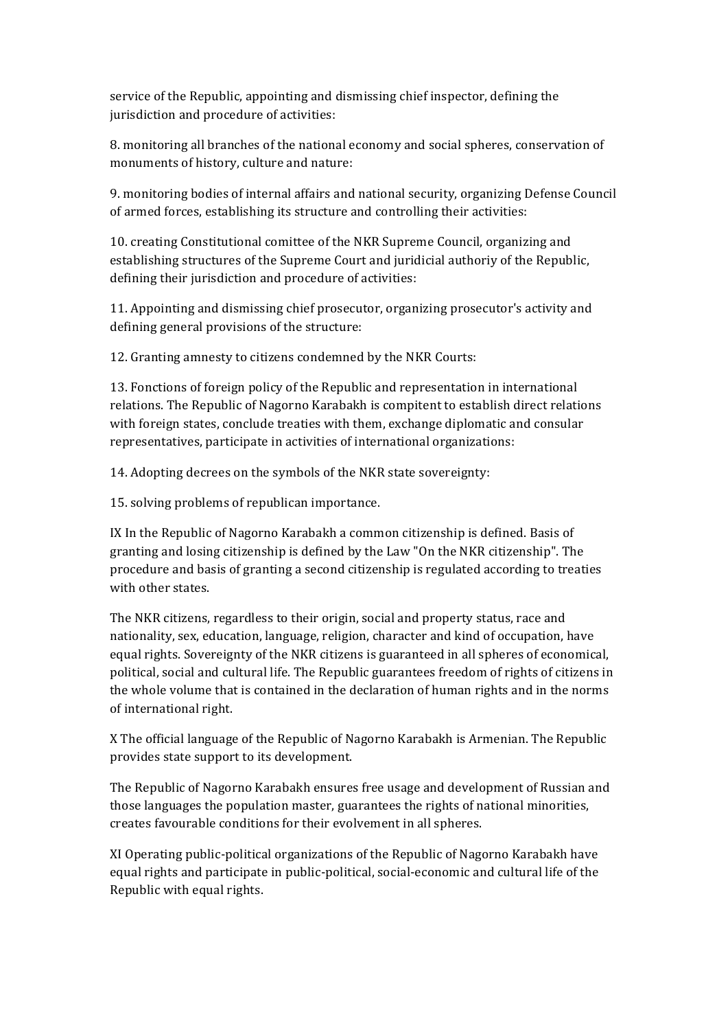service of the Republic, appointing and dismissing chief inspector, defining the jurisdiction and procedure of activities:

8. monitoring all branches of the national economy and social spheres, conservation of monuments of history, culture and nature:

9. monitoring bodies of internal affairs and national security, organizing Defense Council of armed forces, establishing its structure and controlling their activities:

10. creating Constitutional comittee of the NKR Supreme Council, organizing and establishing structures of the Supreme Court and juridicial authoriy of the Republic, defining their jurisdiction and procedure of activities:

11. Appointing and dismissing chief prosecutor, organizing prosecutor's activity and defining general provisions of the structure:

12. Granting amnesty to citizens condemned by the NKR Courts:

13. Fonctions of foreign policy of the Republic and representation in international relations. The Republic of Nagorno Karabakh is compitent to establish direct relations with foreign states, conclude treaties with them, exchange diplomatic and consular representatives, participate in activities of international organizations:

14. Adopting decrees on the symbols of the NKR state sovereignty:

15. solving problems of republican importance.

IX In the Republic of Nagorno Karabakh a common citizenship is defined. Basis of granting and losing citizenship is defined by the Law "On the NKR citizenship". The procedure and basis of granting a second citizenship is regulated according to treaties with other states.

The NKR citizens, regardless to their origin, social and property status, race and nationality, sex, education, language, religion, character and kind of occupation, have equal rights. Sovereignty of the NKR citizens is guaranteed in all spheres of economical, political, social and cultural life. The Republic guarantees freedom of rights of citizens in the whole volume that is contained in the declaration of human rights and in the norms of international right.

X The official language of the Republic of Nagorno Karabakh is Armenian. The Republic provides state support to its development.

The Republic of Nagorno Karabakh ensures free usage and development of Russian and those languages the population master, guarantees the rights of national minorities, creates favourable conditions for their evolvement in all spheres.

XI Operating public-political organizations of the Republic of Nagorno Karabakh have equal rights and participate in public-political, social-economic and cultural life of the Republic with equal rights.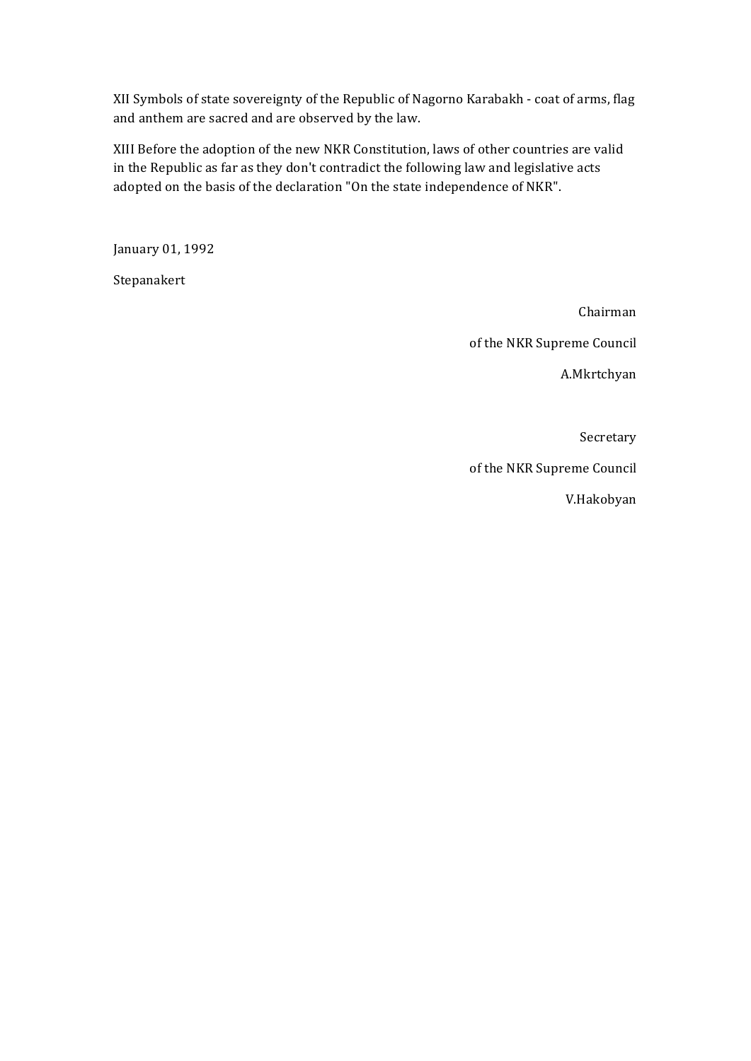XII Symbols of state sovereignty of the Republic of Nagorno Karabakh - coat of arms, flag and anthem are sacred and are observed by the law.

XIII Before the adoption of the new NKR Constitution, laws of other countries are valid in the Republic as far as they don't contradict the following law and legislative acts adopted on the basis of the declaration "On the state independence of NKR".

January 01, 1992

Stepanakert

Chairman

of the NKR Supreme Council

A.Mkrtchyan

Secretary

of the NKR Supreme Council

V.Hakobyan